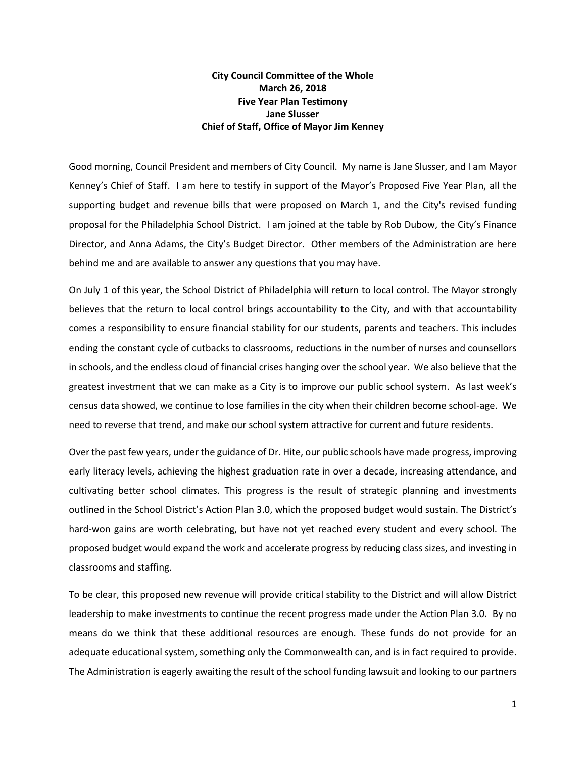**City Council Committee of the Whole**
**March 26, 2018**
**Five Year Plan Testimony**
**Jane Slusser**
**Chief of Staff, Office of Mayor Jim Kenney**

Good morning, Council President and members of City Council. My name is Jane Slusser, and I am Mayor Kenney's Chief of Staff. I am here to testify in support of the Mayor's Proposed Five Year Plan, all the supporting budget and revenue bills that were proposed on March 1, and the City's revised funding proposal for the Philadelphia School District. I am joined at the table by Rob Dubow, the City's Finance Director, and Anna Adams, the City's Budget Director. Other members of the Administration are here behind me and are available to answer any questions that you may have.

On July 1 of this year, the School District of Philadelphia will return to local control. The Mayor strongly believes that the return to local control brings accountability to the City, and with that accountability comes a responsibility to ensure financial stability for our students, parents and teachers. This includes ending the constant cycle of cutbacks to classrooms, reductions in the number of nurses and counsellors in schools, and the endless cloud of financial crises hanging over the school year. We also believe that the greatest investment that we can make as a City is to improve our public school system. As last week's census data showed, we continue to lose families in the city when their children become school-age. We need to reverse that trend, and make our school system attractive for current and future residents.

Over the past few years, under the guidance of Dr. Hite, our public schools have made progress, improving early literacy levels, achieving the highest graduation rate in over a decade, increasing attendance, and cultivating better school climates. This progress is the result of strategic planning and investments outlined in the School District's Action Plan 3.0, which the proposed budget would sustain. The District's hard-won gains are worth celebrating, but have not yet reached every student and every school. The proposed budget would expand the work and accelerate progress by reducing class sizes, and investing in classrooms and staffing.

To be clear, this proposed new revenue will provide critical stability to the District and will allow District leadership to make investments to continue the recent progress made under the Action Plan 3.0. By no means do we think that these additional resources are enough. These funds do not provide for an adequate educational system, something only the Commonwealth can, and is in fact required to provide. The Administration is eagerly awaiting the result of the school funding lawsuit and looking to our partners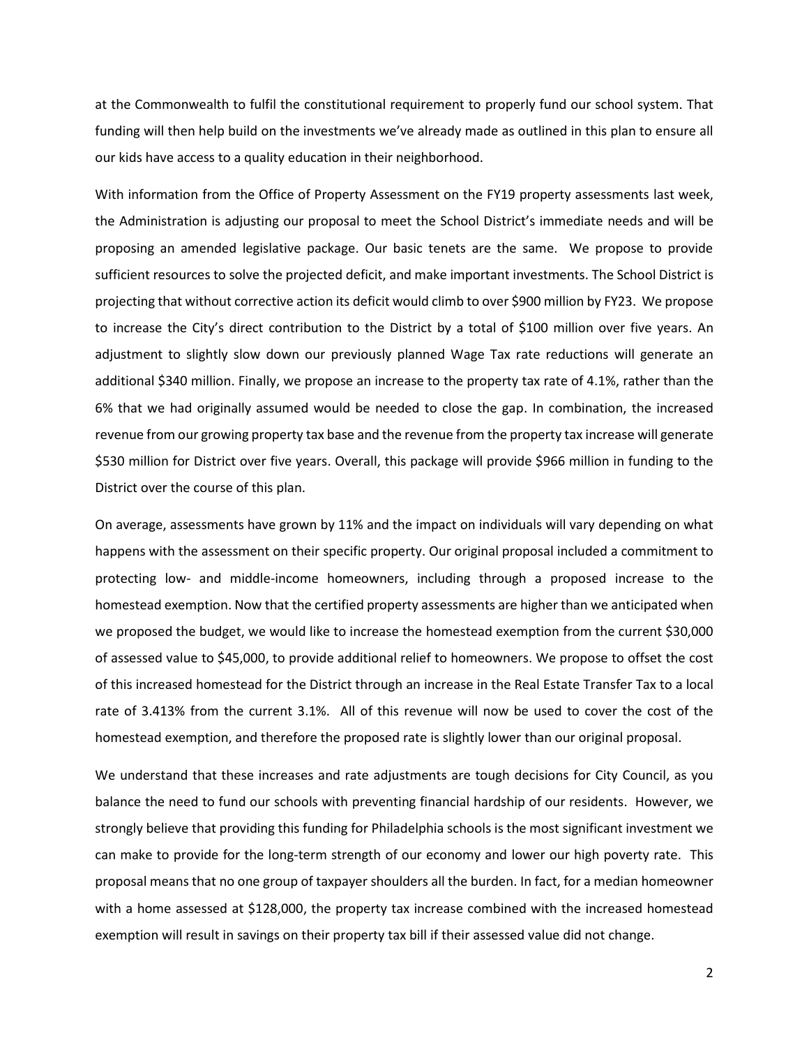at the Commonwealth to fulfil the constitutional requirement to properly fund our school system. That funding will then help build on the investments we've already made as outlined in this plan to ensure all our kids have access to a quality education in their neighborhood.

With information from the Office of Property Assessment on the FY19 property assessments last week, the Administration is adjusting our proposal to meet the School District's immediate needs and will be proposing an amended legislative package. Our basic tenets are the same. We propose to provide sufficient resources to solve the projected deficit, and make important investments. The School District is projecting that without corrective action its deficit would climb to over $900 million by FY23. We propose to increase the City's direct contribution to the District by a total of $100 million over five years. An adjustment to slightly slow down our previously planned Wage Tax rate reductions will generate an additional $340 million. Finally, we propose an increase to the property tax rate of 4.1%, rather than the 6% that we had originally assumed would be needed to close the gap. In combination, the increased revenue from our growing property tax base and the revenue from the property tax increase will generate $530 million for District over five years. Overall, this package will provide $966 million in funding to the District over the course of this plan.

On average, assessments have grown by 11% and the impact on individuals will vary depending on what happens with the assessment on their specific property. Our original proposal included a commitment to protecting low- and middle-income homeowners, including through a proposed increase to the homestead exemption. Now that the certified property assessments are higher than we anticipated when we proposed the budget, we would like to increase the homestead exemption from the current $30,000 of assessed value to $45,000, to provide additional relief to homeowners. We propose to offset the cost of this increased homestead for the District through an increase in the Real Estate Transfer Tax to a local rate of 3.413% from the current 3.1%. All of this revenue will now be used to cover the cost of the homestead exemption, and therefore the proposed rate is slightly lower than our original proposal.

We understand that these increases and rate adjustments are tough decisions for City Council, as you balance the need to fund our schools with preventing financial hardship of our residents. However, we strongly believe that providing this funding for Philadelphia schools is the most significant investment we can make to provide for the long-term strength of our economy and lower our high poverty rate. This proposal means that no one group of taxpayer shoulders all the burden. In fact, for a median homeowner with a home assessed at $128,000, the property tax increase combined with the increased homestead exemption will result in savings on their property tax bill if their assessed value did not change.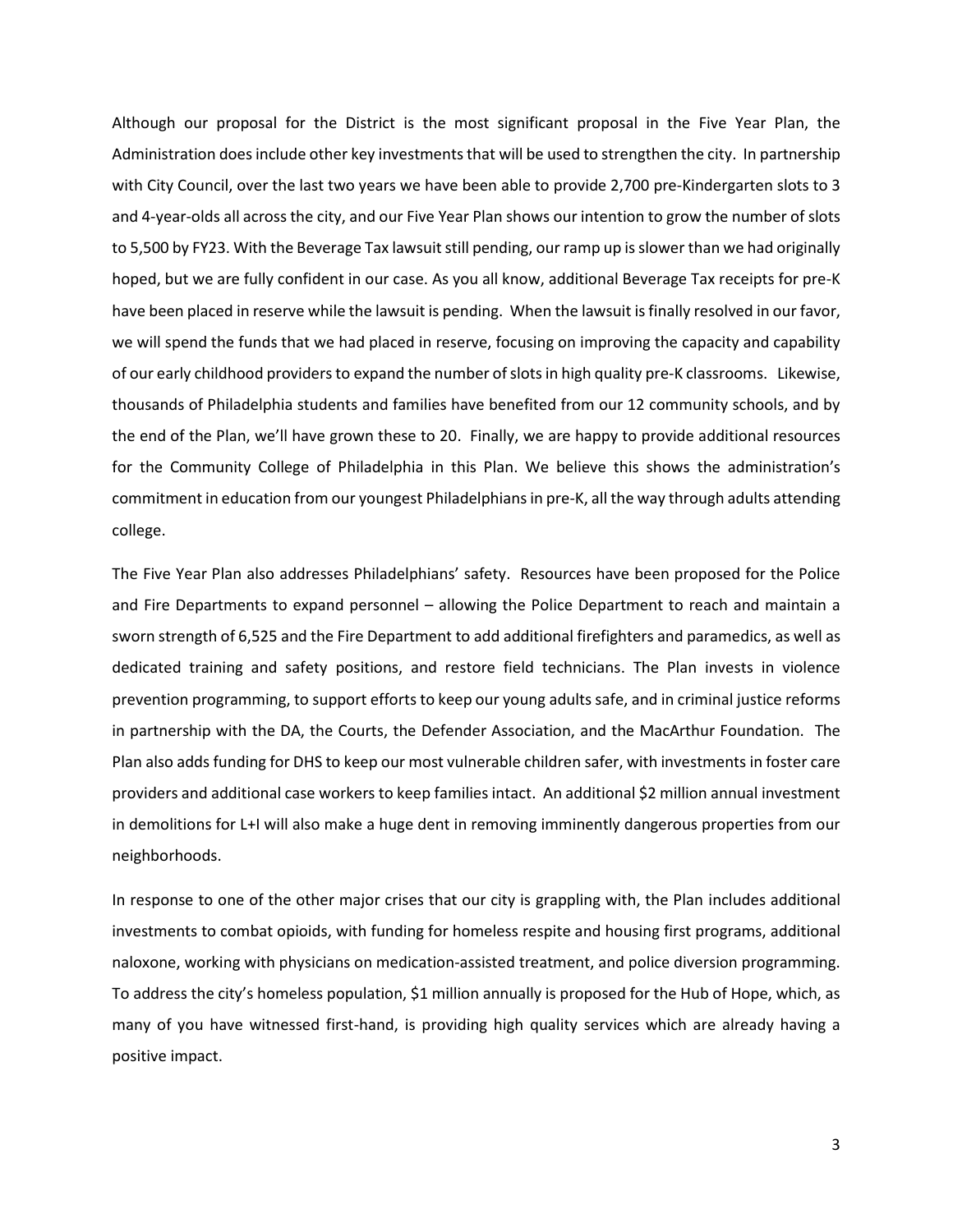Although our proposal for the District is the most significant proposal in the Five Year Plan, the Administration does include other key investments that will be used to strengthen the city. In partnership with City Council, over the last two years we have been able to provide 2,700 pre-Kindergarten slots to 3 and 4-year-olds all across the city, and our Five Year Plan shows our intention to grow the number of slots to 5,500 by FY23. With the Beverage Tax lawsuit still pending, our ramp up is slower than we had originally hoped, but we are fully confident in our case. As you all know, additional Beverage Tax receipts for pre-K have been placed in reserve while the lawsuit is pending. When the lawsuit is finally resolved in our favor, we will spend the funds that we had placed in reserve, focusing on improving the capacity and capability of our early childhood providers to expand the number of slots in high quality pre-K classrooms. Likewise, thousands of Philadelphia students and families have benefited from our 12 community schools, and by the end of the Plan, we'll have grown these to 20. Finally, we are happy to provide additional resources for the Community College of Philadelphia in this Plan. We believe this shows the administration's commitment in education from our youngest Philadelphians in pre-K, all the way through adults attending college.

The Five Year Plan also addresses Philadelphians' safety. Resources have been proposed for the Police and Fire Departments to expand personnel – allowing the Police Department to reach and maintain a sworn strength of 6,525 and the Fire Department to add additional firefighters and paramedics, as well as dedicated training and safety positions, and restore field technicians. The Plan invests in violence prevention programming, to support efforts to keep our young adults safe, and in criminal justice reforms in partnership with the DA, the Courts, the Defender Association, and the MacArthur Foundation. The Plan also adds funding for DHS to keep our most vulnerable children safer, with investments in foster care providers and additional case workers to keep families intact. An additional $2 million annual investment in demolitions for L+I will also make a huge dent in removing imminently dangerous properties from our neighborhoods.

In response to one of the other major crises that our city is grappling with, the Plan includes additional investments to combat opioids, with funding for homeless respite and housing first programs, additional naloxone, working with physicians on medication-assisted treatment, and police diversion programming. To address the city's homeless population, $1 million annually is proposed for the Hub of Hope, which, as many of you have witnessed first-hand, is providing high quality services which are already having a positive impact.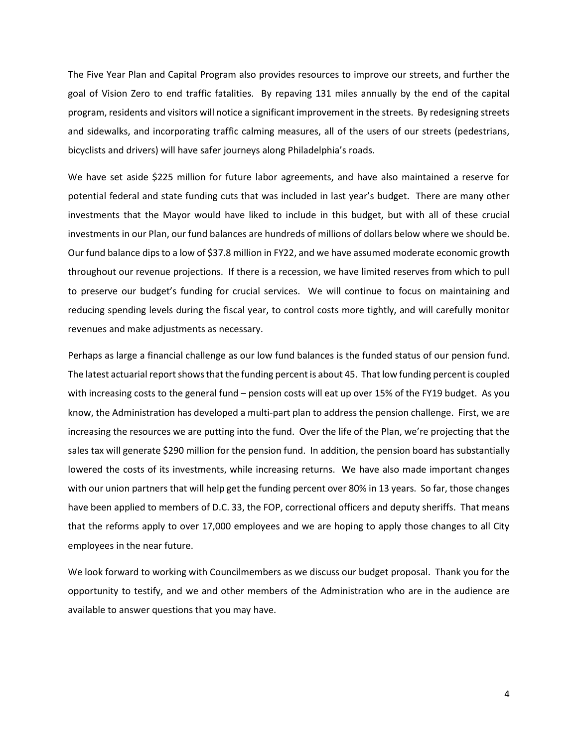The Five Year Plan and Capital Program also provides resources to improve our streets, and further the goal of Vision Zero to end traffic fatalities. By repaving 131 miles annually by the end of the capital program, residents and visitors will notice a significant improvement in the streets. By redesigning streets and sidewalks, and incorporating traffic calming measures, all of the users of our streets (pedestrians, bicyclists and drivers) will have safer journeys along Philadelphia's roads.

We have set aside $225 million for future labor agreements, and have also maintained a reserve for potential federal and state funding cuts that was included in last year's budget. There are many other investments that the Mayor would have liked to include in this budget, but with all of these crucial investments in our Plan, our fund balances are hundreds of millions of dollars below where we should be. Our fund balance dips to a low of $37.8 million in FY22, and we have assumed moderate economic growth throughout our revenue projections. If there is a recession, we have limited reserves from which to pull to preserve our budget's funding for crucial services. We will continue to focus on maintaining and reducing spending levels during the fiscal year, to control costs more tightly, and will carefully monitor revenues and make adjustments as necessary.

Perhaps as large a financial challenge as our low fund balances is the funded status of our pension fund. The latest actuarial report shows that the funding percent is about 45. That low funding percent is coupled with increasing costs to the general fund – pension costs will eat up over 15% of the FY19 budget. As you know, the Administration has developed a multi-part plan to address the pension challenge. First, we are increasing the resources we are putting into the fund. Over the life of the Plan, we're projecting that the sales tax will generate $290 million for the pension fund. In addition, the pension board has substantially lowered the costs of its investments, while increasing returns. We have also made important changes with our union partners that will help get the funding percent over 80% in 13 years. So far, those changes have been applied to members of D.C. 33, the FOP, correctional officers and deputy sheriffs. That means that the reforms apply to over 17,000 employees and we are hoping to apply those changes to all City employees in the near future.

We look forward to working with Councilmembers as we discuss our budget proposal. Thank you for the opportunity to testify, and we and other members of the Administration who are in the audience are available to answer questions that you may have.